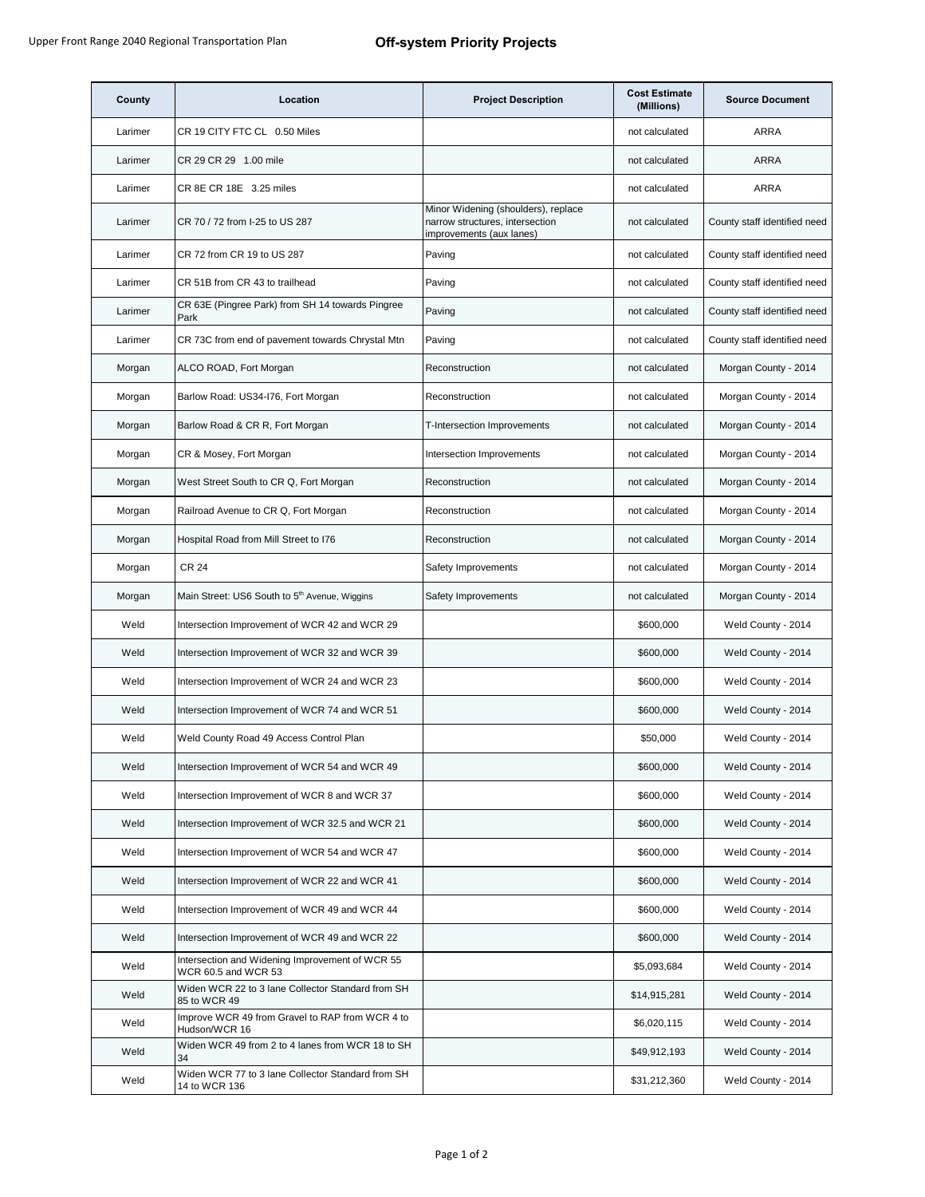# Off-system Priority Projects

| County | Location | Project Description | Cost Estimate (Millions) | Source Document |
|---|---|---|---|---|
| Larimer | CR 19 CITY FTC CL 0.50 Miles | | not calculated | ARRA |
| Larimer | CR 29 CR 29 1.00 mile | | not calculated | ARRA |
| Larimer | CR 8E CR 18E 3.25 miles | | not calculated | ARRA |
| Larimer | CR 70 / 72 from I-25 to US 287 | Minor Widening (shoulders), replace narrow structures, intersection improvements (aux lanes) | not calculated | County staff identified need |
| Larimer | CR 72 from CR 19 to US 287 | Paving | not calculated | County staff identified need |
| Larimer | CR 51B from CR 43 to trailhead | Paving | not calculated | County staff identified need |
| Larimer | CR 63E (Pingree Park) from SH 14 towards Pingree Park | Paving | not calculated | County staff identified need |
| Larimer | CR 73C from end of pavement towards Chrystal Mtn | Paving | not calculated | County staff identified need |
| Morgan | ALCO ROAD, Fort Morgan | Reconstruction | not calculated | Morgan County - 2014 |
| Morgan | Barlow Road: US34-I76, Fort Morgan | Reconstruction | not calculated | Morgan County - 2014 |
| Morgan | Barlow Road & CR R, Fort Morgan | T-Intersection Improvements | not calculated | Morgan County - 2014 |
| Morgan | CR & Mosey, Fort Morgan | Intersection Improvements | not calculated | Morgan County - 2014 |
| Morgan | West Street South to CR Q, Fort Morgan | Reconstruction | not calculated | Morgan County - 2014 |
| Morgan | Railroad Avenue to CR Q, Fort Morgan | Reconstruction | not calculated | Morgan County - 2014 |
| Morgan | Hospital Road from Mill Street to I76 | Reconstruction | not calculated | Morgan County - 2014 |
| Morgan | CR 24 | Safety Improvements | not calculated | Morgan County - 2014 |
| Morgan | Main Street: US6 South to 5th Avenue, Wiggins | Safety Improvements | not calculated | Morgan County - 2014 |
| Weld | Intersection Improvement of WCR 42 and WCR 29 | | $600,000 | Weld County - 2014 |
| Weld | Intersection Improvement of WCR 32 and WCR 39 | | $600,000 | Weld County - 2014 |
| Weld | Intersection Improvement of WCR 24 and WCR 23 | | $600,000 | Weld County - 2014 |
| Weld | Intersection Improvement of WCR 74 and WCR 51 | | $600,000 | Weld County - 2014 |
| Weld | Weld County Road 49 Access Control Plan | | $50,000 | Weld County - 2014 |
| Weld | Intersection Improvement of WCR 54 and WCR 49 | | $600,000 | Weld County - 2014 |
| Weld | Intersection Improvement of WCR 8 and WCR 37 | | $600,000 | Weld County - 2014 |
| Weld | Intersection Improvement of WCR 32.5 and WCR 21 | | $600,000 | Weld County - 2014 |
| Weld | Intersection Improvement of WCR 54 and WCR 47 | | $600,000 | Weld County - 2014 |
| Weld | Intersection Improvement of WCR 22 and WCR 41 | | $600,000 | Weld County - 2014 |
| Weld | Intersection Improvement of WCR 49 and WCR 44 | | $600,000 | Weld County - 2014 |
| Weld | Intersection Improvement of WCR 49 and WCR 22 | | $600,000 | Weld County - 2014 |
| Weld | Intersection and Widening Improvement of WCR 55 WCR 60.5 and WCR 53 | | $5,093,684 | Weld County - 2014 |
| Weld | Widen WCR 22 to 3 lane Collector Standard from SH 85 to WCR 49 | | $14,915,281 | Weld County - 2014 |
| Weld | Improve WCR 49 from Gravel to RAP from WCR 4 to Hudson/WCR 16 | | $6,020,115 | Weld County - 2014 |
| Weld | Widen WCR 49 from 2 to 4 lanes from WCR 18 to SH 34 | | $49,912,193 | Weld County - 2014 |
| Weld | Widen WCR 77 to 3 lane Collector Standard from SH 14 to WCR 136 | | $31,212,360 | Weld County - 2014 |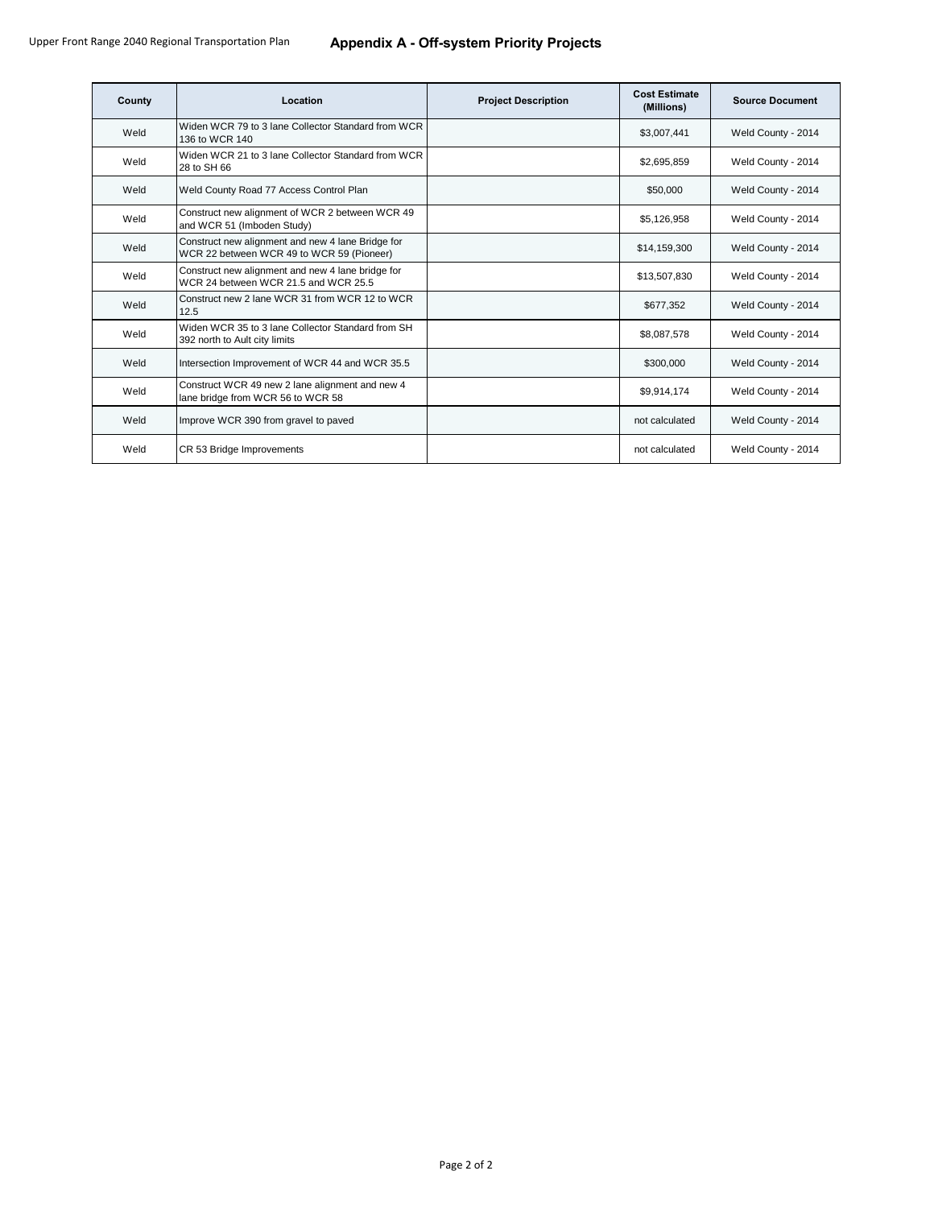## Appendix A - Off-system Priority Projects

| County | Location | Project Description | Cost Estimate (Millions) | Source Document |
|---|---|---|---|---|
| Weld | Widen WCR 79 to 3 lane Collector Standard from WCR 136 to WCR 140 | | $3,007,441 | Weld County - 2014 |
| Weld | Widen WCR 21 to 3 lane Collector Standard from WCR 28 to SH 66 | | $2,695,859 | Weld County - 2014 |
| Weld | Weld County Road 77 Access Control Plan | | $50,000 | Weld County - 2014 |
| Weld | Construct new alignment of WCR 2 between WCR 49 and WCR 51 (Imboden Study) | | $5,126,958 | Weld County - 2014 |
| Weld | Construct new alignment and new 4 lane Bridge for WCR 22 between WCR 49 to WCR 59 (Pioneer) | | $14,159,300 | Weld County - 2014 |
| Weld | Construct new alignment and new 4 lane bridge for WCR 24 between WCR 21.5 and WCR 25.5 | | $13,507,830 | Weld County - 2014 |
| Weld | Construct new 2 lane WCR 31 from WCR 12 to WCR 12.5 | | $677,352 | Weld County - 2014 |
| Weld | Widen WCR 35 to 3 lane Collector Standard from SH 392 north to Ault city limits | | $8,087,578 | Weld County - 2014 |
| Weld | Intersection Improvement of WCR 44 and WCR 35.5 | | $300,000 | Weld County - 2014 |
| Weld | Construct WCR 49 new 2 lane alignment and new 4 lane bridge from WCR 56 to WCR 58 | | $9,914,174 | Weld County - 2014 |
| Weld | Improve WCR 390 from gravel to paved | | not calculated | Weld County - 2014 |
| Weld | CR 53 Bridge Improvements | | not calculated | Weld County - 2014 |